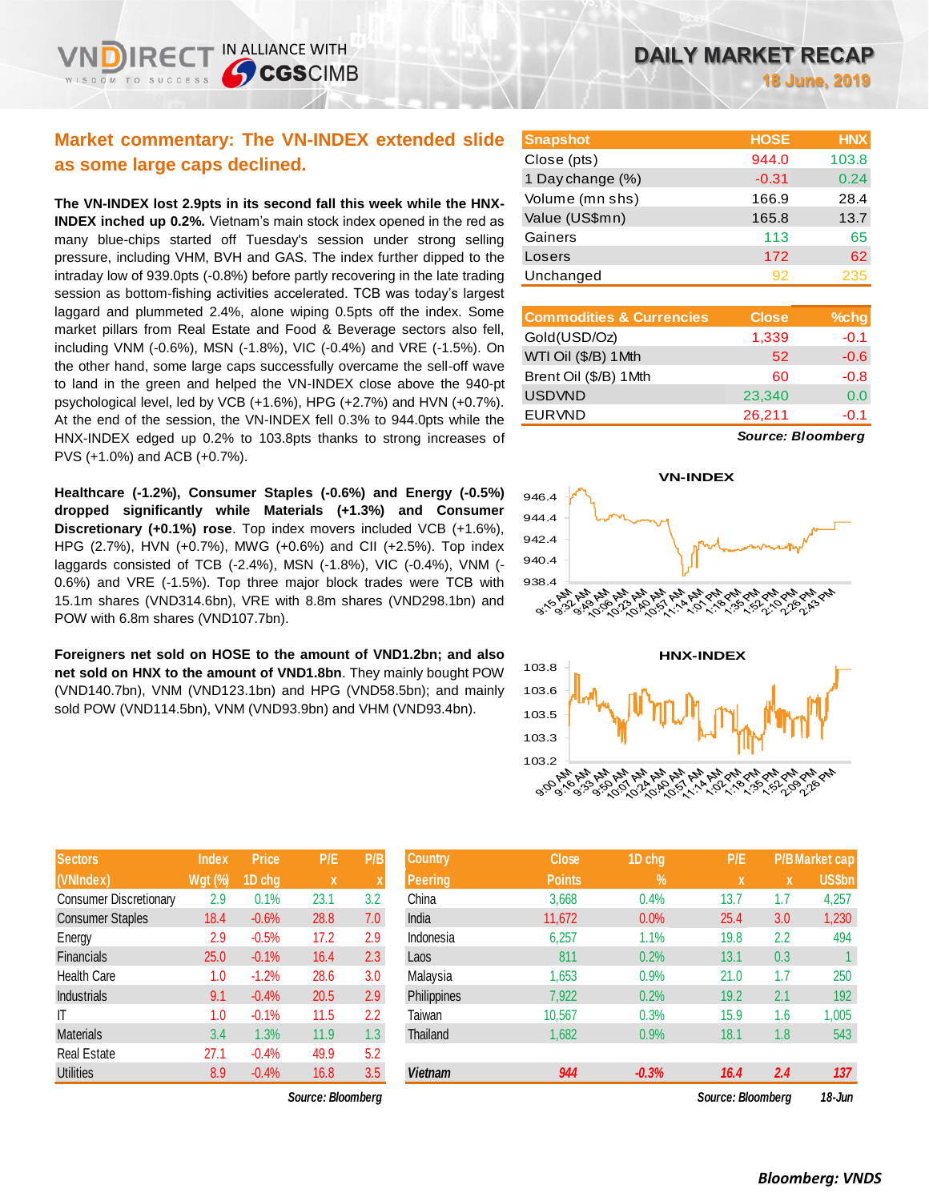# DAILY MARKET RECAP

**18 June, 2019**

## Market commentary: The VN-INDEX extended slide as some large caps declined.

**The VN-INDEX lost 2.9pts in its second fall this week while the HNX-INDEX inched up 0.2%.** Vietnam's main stock index opened in the red as many blue-chips started off Tuesday's session under strong selling pressure, including VHM, BVH and GAS. The index further dipped to the intraday low of 939.0pts (-0.8%) before partly recovering in the late trading session as bottom-fishing activities accelerated. TCB was today's largest laggard and plummeted 2.4%, alone wiping 0.5pts off the index. Some market pillars from Real Estate and Food & Beverage sectors also fell, including VNM (-0.6%), MSN (-1.8%), VIC (-0.4%) and VRE (-1.5%). On the other hand, some large caps successfully overcame the sell-off wave to land in the green and helped the VN-INDEX close above the 940-pt psychological level, led by VCB (+1.6%), HPG (+2.7%) and HVN (+0.7%). At the end of the session, the VN-INDEX fell 0.3% to 944.0pts while the HNX-INDEX edged up 0.2% to 103.8pts thanks to strong increases of PVS (+1.0%) and ACB (+0.7%).

**Healthcare (-1.2%), Consumer Staples (-0.6%) and Energy (-0.5%) dropped significantly while Materials (+1.3%) and Consumer Discretionary (+0.1%) rose**. Top index movers included VCB (+1.6%), HPG (2.7%), HVN (+0.7%), MWG (+0.6%) and CII (+2.5%). Top index laggards consisted of TCB (-2.4%), MSN (-1.8%), VIC (-0.4%), VNM (-0.6%) and VRE (-1.5%). Top three major block trades were TCB with 15.1m shares (VND314.6bn), VRE with 8.8m shares (VND298.1bn) and POW with 6.8m shares (VND107.7bn).

**Foreigners net sold on HOSE to the amount of VND1.2bn; and also net sold on HNX to the amount of VND1.8bn**. They mainly bought POW (VND140.7bn), VNM (VND123.1bn) and HPG (VND58.5bn); and mainly sold POW (VND114.5bn), VNM (VND93.9bn) and VHM (VND93.4bn).

| Snapshot | HOSE | HNX |
|---|---|---|
| Close (pts) | 944.0 | 103.8 |
| 1 Day change (%) | -0.31 | 0.24 |
| Volume (mn shs) | 166.9 | 28.4 |
| Value (US$mn) | 165.8 | 13.7 |
| Gainers | 113 | 65 |
| Losers | 172 | 62 |
| Unchanged | 92 | 235 |

| Commodities & Currencies | Close | %chg |
|---|---|---|
| Gold(USD/Oz) | 1,339 | -0.1 |
| WTI Oil ($/B) 1Mth | 52 | -0.6 |
| Brent Oil ($/B) 1Mth | 60 | -0.8 |
| USDVND | 23,340 | 0.0 |
| EURVND | 26,211 | -0.1 |

*Source: Bloomberg*

| Sectors (VNIndex) | Index Wgt (%) | Price 1D chg | P/E x | P/B x |
|---|---|---|---|---|
| Consumer Discretionary | 2.9 | 0.1% | 23.1 | 3.2 |
| Consumer Staples | 18.4 | -0.6% | 28.8 | 7.0 |
| Energy | 2.9 | -0.5% | 17.2 | 2.9 |
| Financials | 25.0 | -0.1% | 16.4 | 2.3 |
| Health Care | 1.0 | -1.2% | 28.6 | 3.0 |
| Industrials | 9.1 | -0.4% | 20.5 | 2.9 |
| IT | 1.0 | -0.1% | 11.5 | 2.2 |
| Materials | 3.4 | 1.3% | 11.9 | 1.3 |
| Real Estate | 27.1 | -0.4% | 49.9 | 5.2 |
| Utilities | 8.9 | -0.4% | 16.8 | 3.5 |

*Source: Bloomberg*

| Country Peering | Close Points | 1D chg % | P/E x | P/B x | Market cap US$bn |
|---|---|---|---|---|---|
| China | 3,668 | 0.4% | 13.7 | 1.7 | 4,257 |
| India | 11,672 | 0.0% | 25.4 | 3.0 | 1,230 |
| Indonesia | 6,257 | 1.1% | 19.8 | 2.2 | 494 |
| Laos | 811 | 0.2% | 13.1 | 0.3 | 1 |
| Malaysia | 1,653 | 0.9% | 21.0 | 1.7 | 250 |
| Philippines | 7,922 | 0.2% | 19.2 | 2.1 | 192 |
| Taiwan | 10,567 | 0.3% | 15.9 | 1.6 | 1,005 |
| Thailand | 1,682 | 0.9% | 18.1 | 1.8 | 543 |
| ***Vietnam*** | ***944*** | ***-0.3%*** | ***16.4*** | ***2.4*** | ***137*** |

*Source: Bloomberg* *18-Jun*

*Bloomberg: VNDS*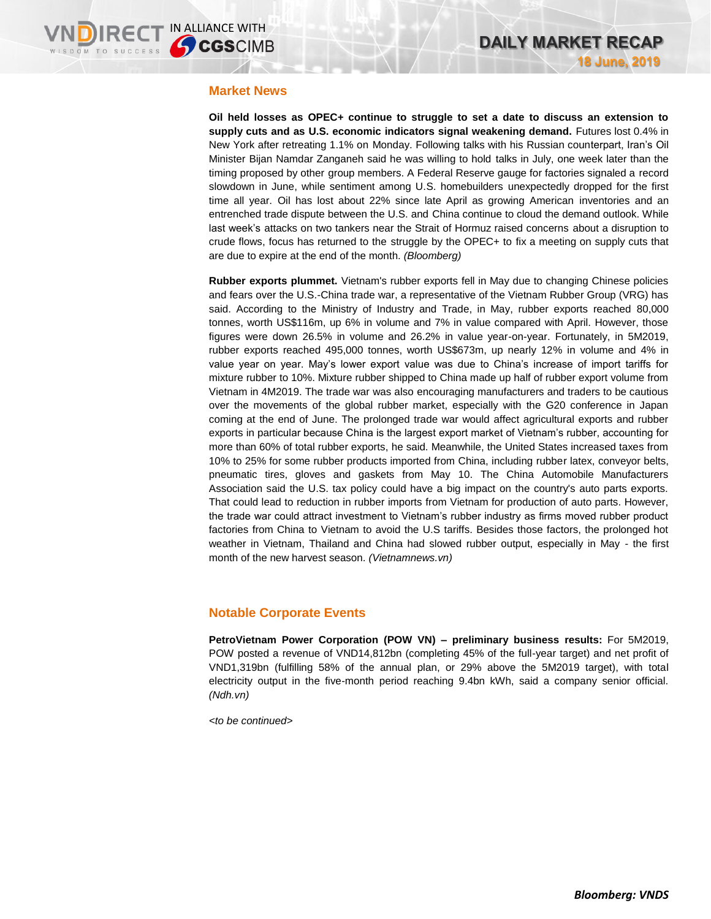## Market News

**Oil held losses as OPEC+ continue to struggle to set a date to discuss an extension to supply cuts and as U.S. economic indicators signal weakening demand.** Futures lost 0.4% in New York after retreating 1.1% on Monday. Following talks with his Russian counterpart, Iran's Oil Minister Bijan Namdar Zanganeh said he was willing to hold talks in July, one week later than the timing proposed by other group members. A Federal Reserve gauge for factories signaled a record slowdown in June, while sentiment among U.S. homebuilders unexpectedly dropped for the first time all year. Oil has lost about 22% since late April as growing American inventories and an entrenched trade dispute between the U.S. and China continue to cloud the demand outlook. While last week's attacks on two tankers near the Strait of Hormuz raised concerns about a disruption to crude flows, focus has returned to the struggle by the OPEC+ to fix a meeting on supply cuts that are due to expire at the end of the month. *(Bloomberg)*

**Rubber exports plummet.** Vietnam's rubber exports fell in May due to changing Chinese policies and fears over the U.S.-China trade war, a representative of the Vietnam Rubber Group (VRG) has said. According to the Ministry of Industry and Trade, in May, rubber exports reached 80,000 tonnes, worth US$116m, up 6% in volume and 7% in value compared with April. However, those figures were down 26.5% in volume and 26.2% in value year-on-year. Fortunately, in 5M2019, rubber exports reached 495,000 tonnes, worth US$673m, up nearly 12% in volume and 4% in value year on year. May's lower export value was due to China's increase of import tariffs for mixture rubber to 10%. Mixture rubber shipped to China made up half of rubber export volume from Vietnam in 4M2019. The trade war was also encouraging manufacturers and traders to be cautious over the movements of the global rubber market, especially with the G20 conference in Japan coming at the end of June. The prolonged trade war would affect agricultural exports and rubber exports in particular because China is the largest export market of Vietnam's rubber, accounting for more than 60% of total rubber exports, he said. Meanwhile, the United States increased taxes from 10% to 25% for some rubber products imported from China, including rubber latex, conveyor belts, pneumatic tires, gloves and gaskets from May 10. The China Automobile Manufacturers Association said the U.S. tax policy could have a big impact on the country's auto parts exports. That could lead to reduction in rubber imports from Vietnam for production of auto parts. However, the trade war could attract investment to Vietnam's rubber industry as firms moved rubber product factories from China to Vietnam to avoid the U.S tariffs. Besides those factors, the prolonged hot weather in Vietnam, Thailand and China had slowed rubber output, especially in May - the first month of the new harvest season. *(Vietnamnews.vn)*

## Notable Corporate Events

**PetroVietnam Power Corporation (POW VN) – preliminary business results:** For 5M2019, POW posted a revenue of VND14,812bn (completing 45% of the full-year target) and net profit of VND1,319bn (fulfilling 58% of the annual plan, or 29% above the 5M2019 target), with total electricity output in the five-month period reaching 9.4bn kWh, said a company senior official. *(Ndh.vn)*

*<to be continued>*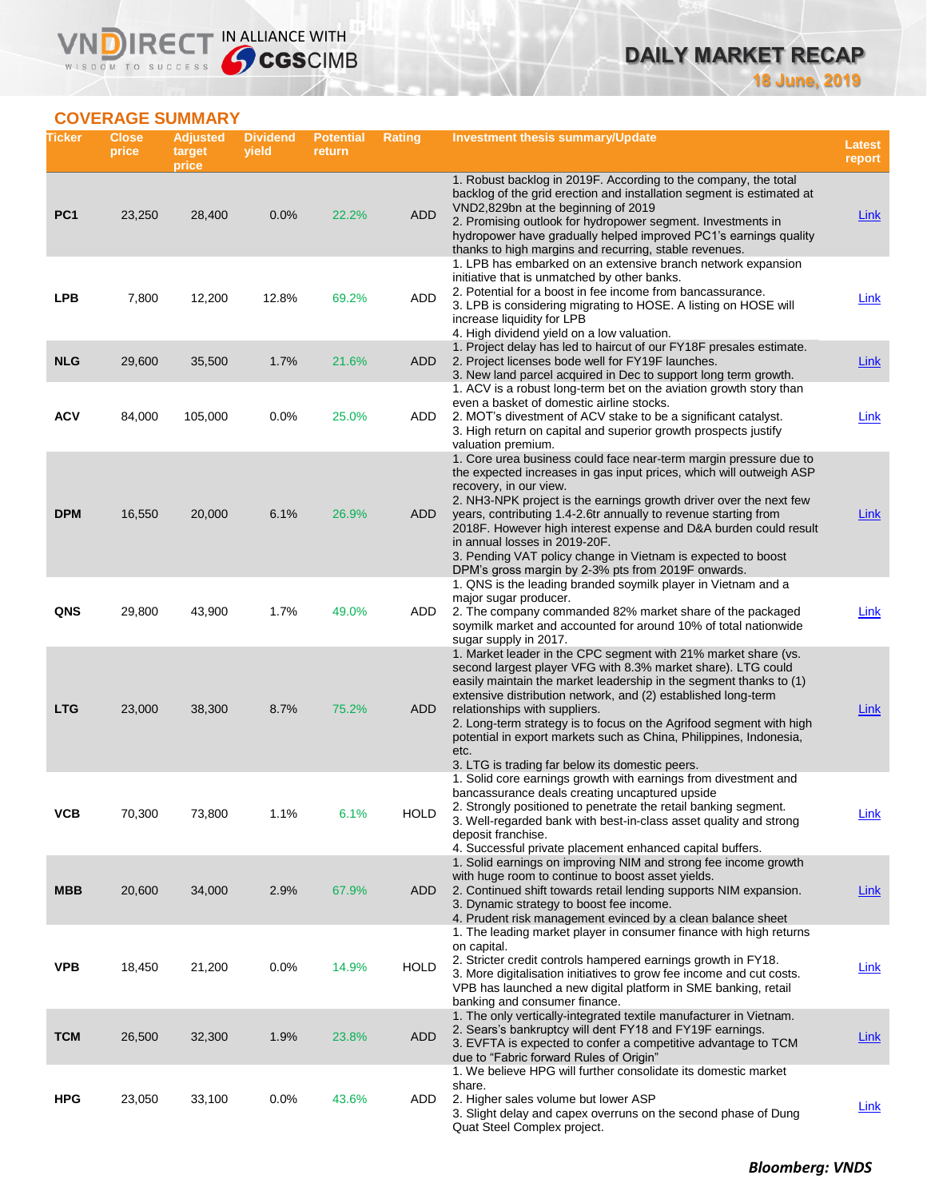## COVERAGE SUMMARY

| Ticker | Close price | Adjusted target price | Dividend yield | Potential return | Rating | Investment thesis summary/Update | Latest report |
|---|---|---|---|---|---|---|---|
| PC1 | 23,250 | 28,400 | 0.0% | 22.2% | ADD | 1. Robust backlog in 2019F. According to the company, the total backlog of the grid erection and installation segment is estimated at VND2,829bn at the beginning of 2019<br>2. Promising outlook for hydropower segment. Investments in hydropower have gradually helped improved PC1's earnings quality thanks to high margins and recurring, stable revenues. | Link |
| LPB | 7,800 | 12,200 | 12.8% | 69.2% | ADD | 1. LPB has embarked on an extensive branch network expansion initiative that is unmatched by other banks.<br>2. Potential for a boost in fee income from bancassurance.<br>3. LPB is considering migrating to HOSE. A listing on HOSE will increase liquidity for LPB<br>4. High dividend yield on a low valuation. | Link |
| NLG | 29,600 | 35,500 | 1.7% | 21.6% | ADD | 1. Project delay has led to haircut of our FY18F presales estimate.<br>2. Project licenses bode well for FY19F launches.<br>3. New land parcel acquired in Dec to support long term growth. | Link |
| ACV | 84,000 | 105,000 | 0.0% | 25.0% | ADD | 1. ACV is a robust long-term bet on the aviation growth story than even a basket of domestic airline stocks.<br>2. MOT's divestment of ACV stake to be a significant catalyst.<br>3. High return on capital and superior growth prospects justify valuation premium. | Link |
| DPM | 16,550 | 20,000 | 6.1% | 26.9% | ADD | 1. Core urea business could face near-term margin pressure due to the expected increases in gas input prices, which will outweigh ASP recovery, in our view.<br>2. NH3-NPK project is the earnings growth driver over the next few years, contributing 1.4-2.6tr annually to revenue starting from 2018F. However high interest expense and D&A burden could result in annual losses in 2019-20F.<br>3. Pending VAT policy change in Vietnam is expected to boost DPM's gross margin by 2-3% pts from 2019F onwards. | Link |
| QNS | 29,800 | 43,900 | 1.7% | 49.0% | ADD | 1. QNS is the leading branded soymilk player in Vietnam and a major sugar producer.<br>2. The company commanded 82% market share of the packaged soymilk market and accounted for around 10% of total nationwide sugar supply in 2017. | Link |
| LTG | 23,000 | 38,300 | 8.7% | 75.2% | ADD | 1. Market leader in the CPC segment with 21% market share (vs. second largest player VFG with 8.3% market share). LTG could easily maintain the market leadership in the segment thanks to (1) extensive distribution network, and (2) established long-term relationships with suppliers.<br>2. Long-term strategy is to focus on the Agrifood segment with high potential in export markets such as China, Philippines, Indonesia, etc.<br>3. LTG is trading far below its domestic peers. | Link |
| VCB | 70,300 | 73,800 | 1.1% | 6.1% | HOLD | 1. Solid core earnings growth with earnings from divestment and bancassurance deals creating uncaptured upside<br>2. Strongly positioned to penetrate the retail banking segment.<br>3. Well-regarded bank with best-in-class asset quality and strong deposit franchise.<br>4. Successful private placement enhanced capital buffers. | Link |
| MBB | 20,600 | 34,000 | 2.9% | 67.9% | ADD | 1. Solid earnings on improving NIM and strong fee income growth with huge room to continue to boost asset yields.<br>2. Continued shift towards retail lending supports NIM expansion.<br>3. Dynamic strategy to boost fee income.<br>4. Prudent risk management evinced by a clean balance sheet | Link |
| VPB | 18,450 | 21,200 | 0.0% | 14.9% | HOLD | 1. The leading market player in consumer finance with high returns on capital.<br>2. Stricter credit controls hampered earnings growth in FY18.<br>3. More digitalisation initiatives to grow fee income and cut costs. VPB has launched a new digital platform in SME banking, retail banking and consumer finance. | Link |
| TCM | 26,500 | 32,300 | 1.9% | 23.8% | ADD | 1. The only vertically-integrated textile manufacturer in Vietnam.<br>2. Sears's bankruptcy will dent FY18 and FY19F earnings.<br>3. EVFTA is expected to confer a competitive advantage to TCM due to "Fabric forward Rules of Origin" | Link |
| HPG | 23,050 | 33,100 | 0.0% | 43.6% | ADD | 1. We believe HPG will further consolidate its domestic market share.<br>2. Higher sales volume but lower ASP<br>3. Slight delay and capex overruns on the second phase of Dung Quat Steel Complex project. | Link |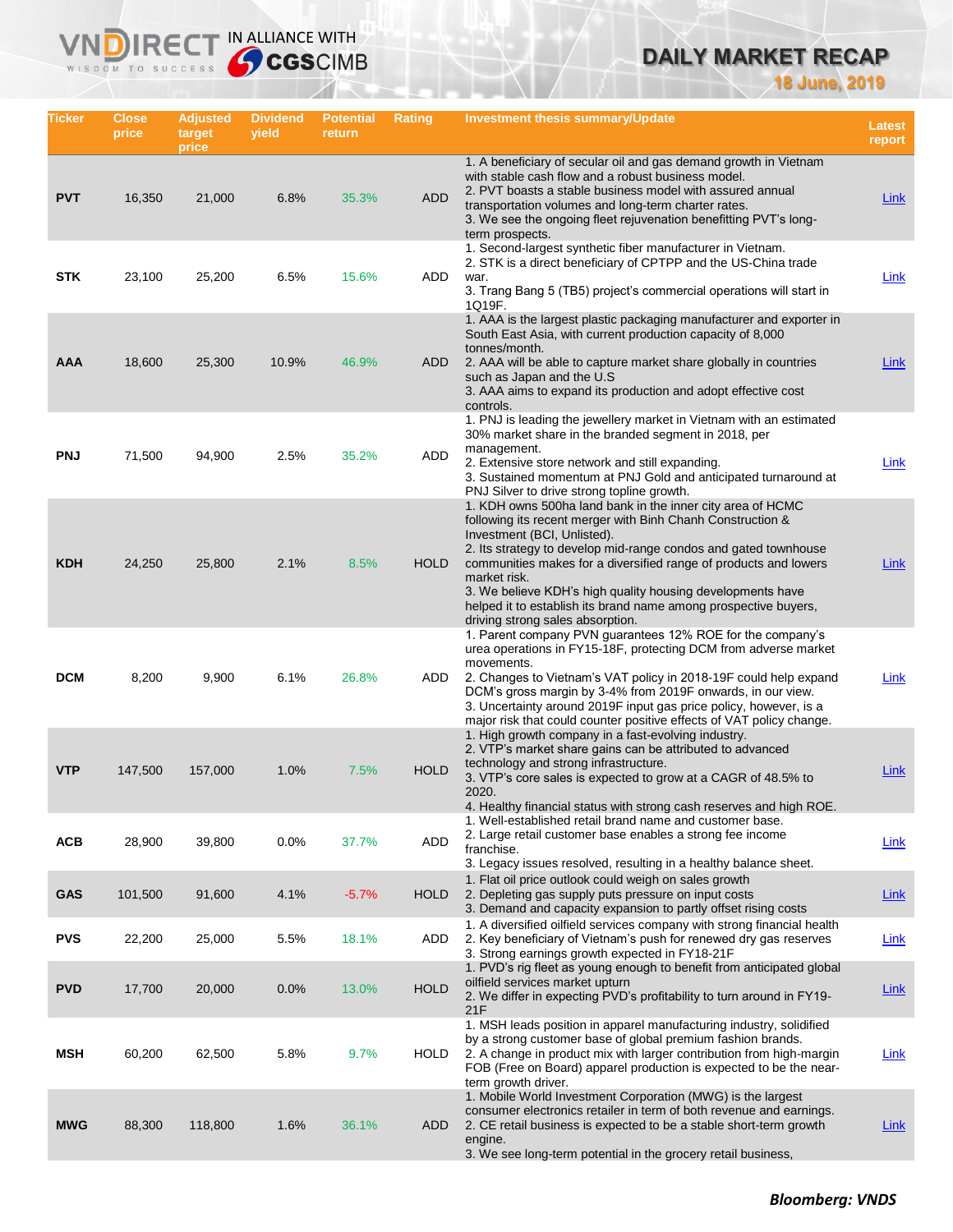# DAILY MARKET RECAP

18 June, 2019

| Ticker | Close price | Adjusted target price | Dividend yield | Potential return | Rating | Investment thesis summary/Update | Latest report |
|---|---|---|---|---|---|---|---|
| PVT | 16,350 | 21,000 | 6.8% | 35.3% | ADD | 1. A beneficiary of secular oil and gas demand growth in Vietnam with stable cash flow and a robust business model.<br>2. PVT boasts a stable business model with assured annual transportation volumes and long-term charter rates.<br>3. We see the ongoing fleet rejuvenation benefitting PVT's long-term prospects. | Link |
| STK | 23,100 | 25,200 | 6.5% | 15.6% | ADD | 1. Second-largest synthetic fiber manufacturer in Vietnam.<br>2. STK is a direct beneficiary of CPTPP and the US-China trade war.<br>3. Trang Bang 5 (TB5) project's commercial operations will start in 1Q19F. | Link |
| AAA | 18,600 | 25,300 | 10.9% | 46.9% | ADD | 1. AAA is the largest plastic packaging manufacturer and exporter in South East Asia, with current production capacity of 8,000 tonnes/month.<br>2. AAA will be able to capture market share globally in countries such as Japan and the U.S<br>3. AAA aims to expand its production and adopt effective cost controls. | Link |
| PNJ | 71,500 | 94,900 | 2.5% | 35.2% | ADD | 1. PNJ is leading the jewellery market in Vietnam with an estimated 30% market share in the branded segment in 2018, per management.<br>2. Extensive store network and still expanding.<br>3. Sustained momentum at PNJ Gold and anticipated turnaround at PNJ Silver to drive strong topline growth. | Link |
| KDH | 24,250 | 25,800 | 2.1% | 8.5% | HOLD | 1. KDH owns 500ha land bank in the inner city area of HCMC following its recent merger with Binh Chanh Construction & Investment (BCI, Unlisted).<br>2. Its strategy to develop mid-range condos and gated townhouse communities makes for a diversified range of products and lowers market risk.<br>3. We believe KDH's high quality housing developments have helped it to establish its brand name among prospective buyers, driving strong sales absorption. | Link |
| DCM | 8,200 | 9,900 | 6.1% | 26.8% | ADD | 1. Parent company PVN guarantees 12% ROE for the company's urea operations in FY15-18F, protecting DCM from adverse market movements.<br>2. Changes to Vietnam's VAT policy in 2018-19F could help expand DCM's gross margin by 3-4% from 2019F onwards, in our view.<br>3. Uncertainty around 2019F input gas price policy, however, is a major risk that could counter positive effects of VAT policy change. | Link |
| VTP | 147,500 | 157,000 | 1.0% | 7.5% | HOLD | 1. High growth company in a fast-evolving industry.<br>2. VTP's market share gains can be attributed to advanced technology and strong infrastructure.<br>3. VTP's core sales is expected to grow at a CAGR of 48.5% to 2020.<br>4. Healthy financial status with strong cash reserves and high ROE. | Link |
| ACB | 28,900 | 39,800 | 0.0% | 37.7% | ADD | 1. Well-established retail brand name and customer base.<br>2. Large retail customer base enables a strong fee income franchise.<br>3. Legacy issues resolved, resulting in a healthy balance sheet. | Link |
| GAS | 101,500 | 91,600 | 4.1% | -5.7% | HOLD | 1. Flat oil price outlook could weigh on sales growth<br>2. Depleting gas supply puts pressure on input costs<br>3. Demand and capacity expansion to partly offset rising costs | Link |
| PVS | 22,200 | 25,000 | 5.5% | 18.1% | ADD | 1. A diversified oilfield services company with strong financial health<br>2. Key beneficiary of Vietnam's push for renewed dry gas reserves<br>3. Strong earnings growth expected in FY18-21F | Link |
| PVD | 17,700 | 20,000 | 0.0% | 13.0% | HOLD | 1. PVD's rig fleet as young enough to benefit from anticipated global oilfield services market upturn<br>2. We differ in expecting PVD's profitability to turn around in FY19-21F | Link |
| MSH | 60,200 | 62,500 | 5.8% | 9.7% | HOLD | 1. MSH leads position in apparel manufacturing industry, solidified by a strong customer base of global premium fashion brands.<br>2. A change in product mix with larger contribution from high-margin FOB (Free on Board) apparel production is expected to be the near-term growth driver. | Link |
| MWG | 88,300 | 118,800 | 1.6% | 36.1% | ADD | 1. Mobile World Investment Corporation (MWG) is the largest consumer electronics retailer in term of both revenue and earnings.<br>2. CE retail business is expected to be a stable short-term growth engine.<br>3. We see long-term potential in the grocery retail business, | Link |

***Bloomberg: VNDS***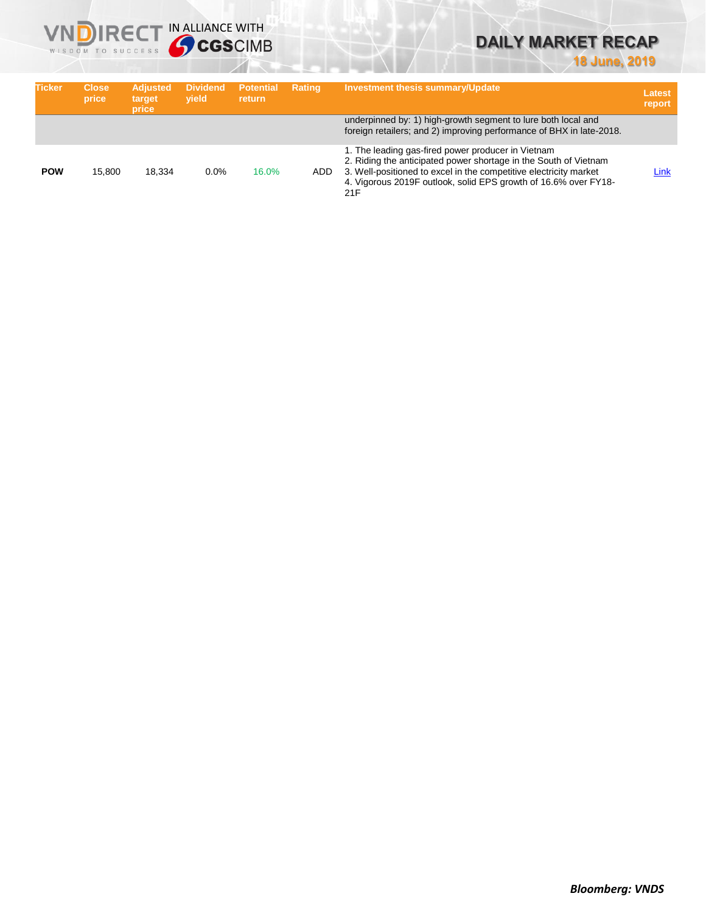| Ticker | Close price | Adjusted target price | Dividend yield | Potential return | Rating | Investment thesis summary/Update | Latest report |
|---|---|---|---|---|---|---|---|
| | | | | | | underpinned by: 1) high-growth segment to lure both local and foreign retailers; and 2) improving performance of BHX in late-2018. | |
| **POW** | 15,800 | 18,334 | 0.0% | 16.0% | ADD | 1. The leading gas-fired power producer in Vietnam<br>2. Riding the anticipated power shortage in the South of Vietnam<br>3. Well-positioned to excel in the competitive electricity market<br>4. Vigorous 2019F outlook, solid EPS growth of 16.6% over FY18-21F | Link |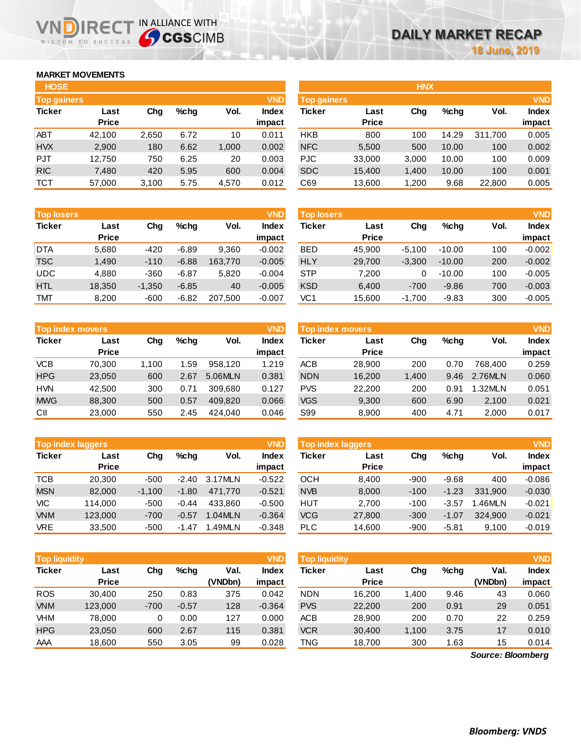# DAILY MARKET RECAP

18 June, 2019

## MARKET MOVEMENTS

### HOSE

**Top gainers** (VND)

| Ticker | Last Price | Chg | %chg | Vol. | Index impact |
|---|---|---|---|---|---|
| ABT | 42,100 | 2,650 | 6.72 | 10 | 0.011 |
| HVX | 2,900 | 180 | 6.62 | 1,000 | 0.002 |
| PJT | 12,750 | 750 | 6.25 | 20 | 0.003 |
| RIC | 7,480 | 420 | 5.95 | 600 | 0.004 |
| TCT | 57,000 | 3,100 | 5.75 | 4,570 | 0.012 |

**Top losers** (VND)

| Ticker | Last Price | Chg | %chg | Vol. | Index impact |
|---|---|---|---|---|---|
| DTA | 5,680 | -420 | -6.89 | 9,360 | -0.002 |
| TSC | 1,490 | -110 | -6.88 | 163,770 | -0.005 |
| UDC | 4,880 | -360 | -6.87 | 5,820 | -0.004 |
| HTL | 18,350 | -1,350 | -6.85 | 40 | -0.005 |
| TMT | 8,200 | -600 | -6.82 | 207,500 | -0.007 |

**Top index movers** (VND)

| Ticker | Last Price | Chg | %chg | Vol. | Index impact |
|---|---|---|---|---|---|
| VCB | 70,300 | 1,100 | 1.59 | 958,120 | 1.219 |
| HPG | 23,050 | 600 | 2.67 | 5.06MLN | 0.381 |
| HVN | 42,500 | 300 | 0.71 | 309,680 | 0.127 |
| MWG | 88,300 | 500 | 0.57 | 409,820 | 0.066 |
| CII | 23,000 | 550 | 2.45 | 424,040 | 0.046 |

**Top index laggers** (VND)

| Ticker | Last Price | Chg | %chg | Vol. | Index impact |
|---|---|---|---|---|---|
| TCB | 20,300 | -500 | -2.40 | 3.17MLN | -0.522 |
| MSN | 82,000 | -1,100 | -1.80 | 471,770 | -0.521 |
| VIC | 114,000 | -500 | -0.44 | 433,860 | -0.500 |
| VNM | 123,000 | -700 | -0.57 | 1.04MLN | -0.364 |
| VRE | 33,500 | -500 | -1.47 | 1.49MLN | -0.348 |

**Top liquidity** (VND)

| Ticker | Last Price | Chg | %chg | Val. (VNDbn) | Index impact |
|---|---|---|---|---|---|
| ROS | 30,400 | 250 | 0.83 | 375 | 0.042 |
| VNM | 123,000 | -700 | -0.57 | 128 | -0.364 |
| VHM | 78,000 | 0 | 0.00 | 127 | 0.000 |
| HPG | 23,050 | 600 | 2.67 | 115 | 0.381 |
| AAA | 18,600 | 550 | 3.05 | 99 | 0.028 |

### HNX

**Top gainers** (VND)

| Ticker | Last Price | Chg | %chg | Vol. | Index impact |
|---|---|---|---|---|---|
| HKB | 800 | 100 | 14.29 | 311,700 | 0.005 |
| NFC | 5,500 | 500 | 10.00 | 100 | 0.002 |
| PJC | 33,000 | 3,000 | 10.00 | 100 | 0.009 |
| SDC | 15,400 | 1,400 | 10.00 | 100 | 0.001 |
| C69 | 13,600 | 1,200 | 9.68 | 22,800 | 0.005 |

**Top losers** (VND)

| Ticker | Last Price | Chg | %chg | Vol. | Index impact |
|---|---|---|---|---|---|
| BED | 45,900 | -5,100 | -10.00 | 100 | -0.002 |
| HLY | 29,700 | -3,300 | -10.00 | 200 | -0.002 |
| STP | 7,200 | 0 | -10.00 | 100 | -0.005 |
| KSD | 6,400 | -700 | -9.86 | 700 | -0.003 |
| VC1 | 15,600 | -1,700 | -9.83 | 300 | -0.005 |

**Top index movers** (VND)

| Ticker | Last Price | Chg | %chg | Vol. | Index impact |
|---|---|---|---|---|---|
| ACB | 28,900 | 200 | 0.70 | 768,400 | 0.259 |
| NDN | 16,200 | 1,400 | 9.46 | 2.76MLN | 0.060 |
| PVS | 22,200 | 200 | 0.91 | 1.32MLN | 0.051 |
| VGS | 9,300 | 600 | 6.90 | 2,100 | 0.021 |
| S99 | 8,900 | 400 | 4.71 | 2,000 | 0.017 |

**Top index laggers** (VND)

| Ticker | Last Price | Chg | %chg | Vol. | Index impact |
|---|---|---|---|---|---|
| OCH | 8,400 | -900 | -9.68 | 400 | -0.086 |
| NVB | 8,000 | -100 | -1.23 | 331,900 | -0.030 |
| HUT | 2,700 | -100 | -3.57 | 1.46MLN | -0.021 |
| VCG | 27,800 | -300 | -1.07 | 324,900 | -0.021 |
| PLC | 14,600 | -900 | -5.81 | 9,100 | -0.019 |

**Top liquidity** (VND)

| Ticker | Last Price | Chg | %chg | Val. (VNDbn) | Index impact |
|---|---|---|---|---|---|
| NDN | 16,200 | 1,400 | 9.46 | 43 | 0.060 |
| PVS | 22,200 | 200 | 0.91 | 29 | 0.051 |
| ACB | 28,900 | 200 | 0.70 | 22 | 0.259 |
| VCR | 30,400 | 1,100 | 3.75 | 17 | 0.010 |
| TNG | 18,700 | 300 | 1.63 | 15 | 0.014 |

*Source: Bloomberg*

***Bloomberg: VNDS***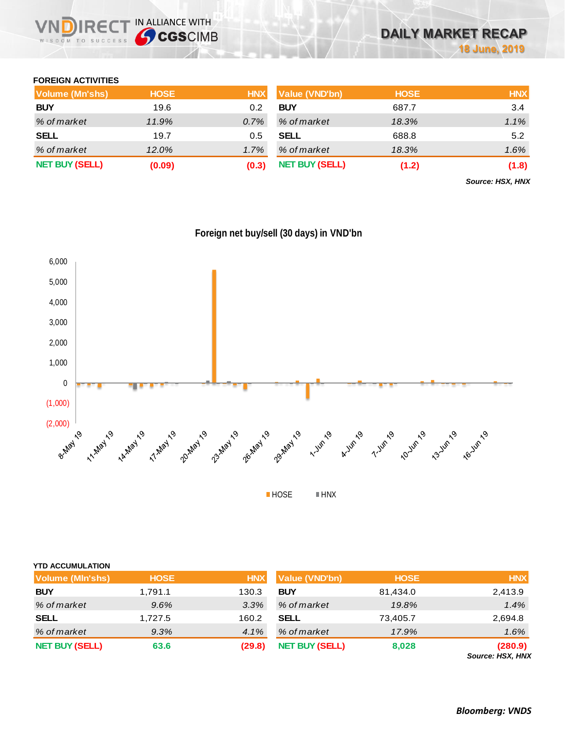# DAILY MARKET RECAP

18 June, 2019

## FOREIGN ACTIVITIES

| Volume (Mn'shs) | HOSE | HNX |
|---|---|---|
| BUY | 19.6 | 0.2 |
| *% of market* | *11.9%* | *0.7%* |
| SELL | 19.7 | 0.5 |
| *% of market* | *12.0%* | *1.7%* |
| NET BUY (SELL) | (0.09) | (0.3) |

| Value (VND'bn) | HOSE | HNX |
|---|---|---|
| BUY | 687.7 | 3.4 |
| *% of market* | *18.3%* | *1.1%* |
| SELL | 688.8 | 5.2 |
| *% of market* | *18.3%* | *1.6%* |
| NET BUY (SELL) | (1.2) | (1.8) |

***Source: HSX, HNX***

**Foreign net buy/sell (30 days) in VND'bn**

## YTD ACCUMULATION

| Volume (Mln'shs) | HOSE | HNX |
|---|---|---|
| BUY | 1,791.1 | 130.3 |
| *% of market* | *9.6%* | *3.3%* |
| SELL | 1,727.5 | 160.2 |
| *% of market* | *9.3%* | *4.1%* |
| NET BUY (SELL) | 63.6 | (29.8) |

| Value (VND'bn) | HOSE | HNX |
|---|---|---|
| BUY | 81,434.0 | 2,413.9 |
| *% of market* | *19.8%* | *1.4%* |
| SELL | 73,405.7 | 2,694.8 |
| *% of market* | *17.9%* | *1.6%* |
| NET BUY (SELL) | 8,028 | (280.9) |

***Source: HSX, HNX***

***Bloomberg: VNDS***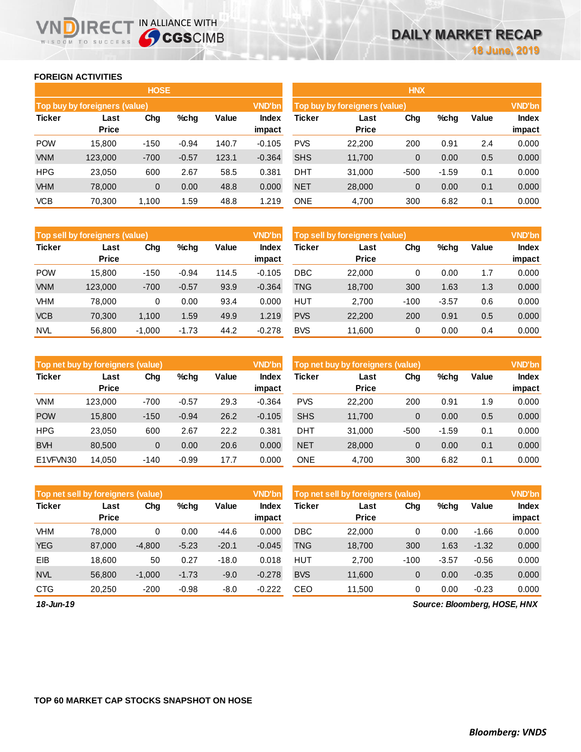## FOREIGN ACTIVITIES

### HOSE

| Top buy by foreigners (value) | | | | | VND'bn |
|---|---|---|---|---|---|
| Ticker | Last Price | Chg | %chg | Value | Index impact |
| POW | 15,800 | -150 | -0.94 | 140.7 | -0.105 |
| VNM | 123,000 | -700 | -0.57 | 123.1 | -0.364 |
| HPG | 23,050 | 600 | 2.67 | 58.5 | 0.381 |
| VHM | 78,000 | 0 | 0.00 | 48.8 | 0.000 |
| VCB | 70,300 | 1,100 | 1.59 | 48.8 | 1.219 |

| Top sell by foreigners (value) | | | | | VND'bn |
|---|---|---|---|---|---|
| Ticker | Last Price | Chg | %chg | Value | Index impact |
| POW | 15,800 | -150 | -0.94 | 114.5 | -0.105 |
| VNM | 123,000 | -700 | -0.57 | 93.9 | -0.364 |
| VHM | 78,000 | 0 | 0.00 | 93.4 | 0.000 |
| VCB | 70,300 | 1,100 | 1.59 | 49.9 | 1.219 |
| NVL | 56,800 | -1,000 | -1.73 | 44.2 | -0.278 |

| Top net buy by foreigners (value) | | | | | VND'bn |
|---|---|---|---|---|---|
| Ticker | Last Price | Chg | %chg | Value | Index impact |
| VNM | 123,000 | -700 | -0.57 | 29.3 | -0.364 |
| POW | 15,800 | -150 | -0.94 | 26.2 | -0.105 |
| HPG | 23,050 | 600 | 2.67 | 22.2 | 0.381 |
| BVH | 80,500 | 0 | 0.00 | 20.6 | 0.000 |
| E1VFVN30 | 14,050 | -140 | -0.99 | 17.7 | 0.000 |

| Top net sell by foreigners (value) | | | | | VND'bn |
|---|---|---|---|---|---|
| Ticker | Last Price | Chg | %chg | Value | Index impact |
| VHM | 78,000 | 0 | 0.00 | -44.6 | 0.000 |
| YEG | 87,000 | -4,800 | -5.23 | -20.1 | -0.045 |
| EIB | 18,600 | 50 | 0.27 | -18.0 | 0.018 |
| NVL | 56,800 | -1,000 | -1.73 | -9.0 | -0.278 |
| CTG | 20,250 | -200 | -0.98 | -8.0 | -0.222 |

### HNX

| Top buy by foreigners (value) | | | | | VND'bn |
|---|---|---|---|---|---|
| Ticker | Last Price | Chg | %chg | Value | Index impact |
| PVS | 22,200 | 200 | 0.91 | 2.4 | 0.000 |
| SHS | 11,700 | 0 | 0.00 | 0.5 | 0.000 |
| DHT | 31,000 | -500 | -1.59 | 0.1 | 0.000 |
| NET | 28,000 | 0 | 0.00 | 0.1 | 0.000 |
| ONE | 4,700 | 300 | 6.82 | 0.1 | 0.000 |

| Top sell by foreigners (value) | | | | | VND'bn |
|---|---|---|---|---|---|
| Ticker | Last Price | Chg | %chg | Value | Index impact |
| DBC | 22,000 | 0 | 0.00 | 1.7 | 0.000 |
| TNG | 18,700 | 300 | 1.63 | 1.3 | 0.000 |
| HUT | 2,700 | -100 | -3.57 | 0.6 | 0.000 |
| PVS | 22,200 | 200 | 0.91 | 0.5 | 0.000 |
| BVS | 11,600 | 0 | 0.00 | 0.4 | 0.000 |

| Top net buy by foreigners (value) | | | | | VND'bn |
|---|---|---|---|---|---|
| Ticker | Last Price | Chg | %chg | Value | Index impact |
| PVS | 22,200 | 200 | 0.91 | 1.9 | 0.000 |
| SHS | 11,700 | 0 | 0.00 | 0.5 | 0.000 |
| DHT | 31,000 | -500 | -1.59 | 0.1 | 0.000 |
| NET | 28,000 | 0 | 0.00 | 0.1 | 0.000 |
| ONE | 4,700 | 300 | 6.82 | 0.1 | 0.000 |

| Top net sell by foreigners (value) | | | | | VND'bn |
|---|---|---|---|---|---|
| Ticker | Last Price | Chg | %chg | Value | Index impact |
| DBC | 22,000 | 0 | 0.00 | -1.66 | 0.000 |
| TNG | 18,700 | 300 | 1.63 | -1.32 | 0.000 |
| HUT | 2,700 | -100 | -3.57 | -0.56 | 0.000 |
| BVS | 11,600 | 0 | 0.00 | -0.35 | 0.000 |
| CEO | 11,500 | 0 | 0.00 | -0.23 | 0.000 |

*18-Jun-19*

*Source: Bloomberg, HOSE, HNX*

## TOP 60 MARKET CAP STOCKS SNAPSHOT ON HOSE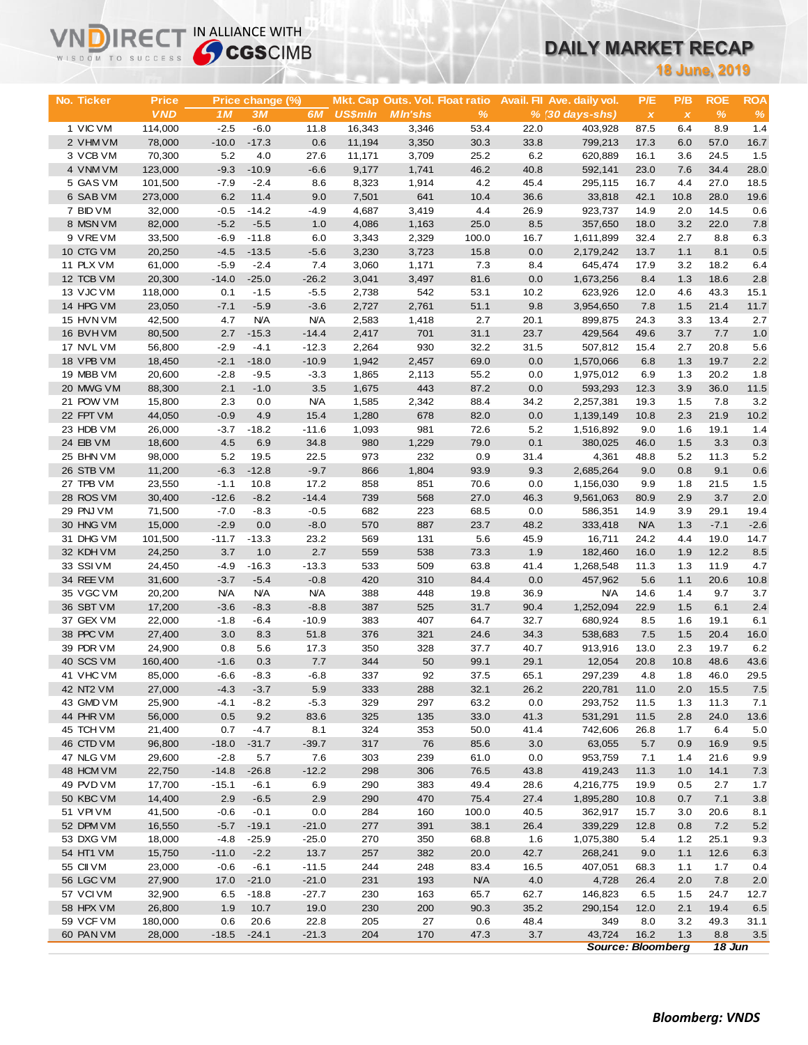# DAILY MARKET RECAP

**18 June, 2019**

VNDIRECT IN ALLIANCE WITH CGSCIMB

| No. | Ticker | Price | Price change (%) | | | Mkt. Cap | Outs. Vol. | Float ratio | Avail. FII | Ave. daily vol. | P/E | P/B | ROE | ROA |
|---|---|---|---|---|---|---|---|---|---|---|---|---|---|---|
| | | VND | 1M | 3M | 6M | US$mln | Mln'shs | % | % | (30 days-shs) | x | x | % | % |
| 1 | VIC VM | 114,000 | -2.5 | -6.0 | 11.8 | 16,343 | 3,346 | 53.4 | 22.0 | 403,928 | 87.5 | 6.4 | 8.9 | 1.4 |
| 2 | VHM VM | 78,000 | -10.0 | -17.3 | 0.6 | 11,194 | 3,350 | 30.3 | 33.8 | 799,213 | 17.3 | 6.0 | 57.0 | 16.7 |
| 3 | VCB VM | 70,300 | 5.2 | 4.0 | 27.6 | 11,171 | 3,709 | 25.2 | 6.2 | 620,889 | 16.1 | 3.6 | 24.5 | 1.5 |
| 4 | VNM VM | 123,000 | -9.3 | -10.9 | -6.6 | 9,177 | 1,741 | 46.2 | 40.8 | 592,141 | 23.0 | 7.6 | 34.4 | 28.0 |
| 5 | GAS VM | 101,500 | -7.9 | -2.4 | 8.6 | 8,323 | 1,914 | 4.2 | 45.4 | 295,115 | 16.7 | 4.4 | 27.0 | 18.5 |
| 6 | SAB VM | 273,000 | 6.2 | 11.4 | 9.0 | 7,501 | 641 | 10.4 | 36.6 | 33,818 | 42.1 | 10.8 | 28.0 | 19.6 |
| 7 | BID VM | 32,000 | -0.5 | -14.2 | -4.9 | 4,687 | 3,419 | 4.4 | 26.9 | 923,737 | 14.9 | 2.0 | 14.5 | 0.6 |
| 8 | MSN VM | 82,000 | -5.2 | -5.5 | 1.0 | 4,086 | 1,163 | 25.0 | 8.5 | 357,650 | 18.0 | 3.2 | 22.0 | 7.8 |
| 9 | VRE VM | 33,500 | -6.9 | -11.8 | 6.0 | 3,343 | 2,329 | 100.0 | 16.7 | 1,611,899 | 32.4 | 2.7 | 8.8 | 6.3 |
| 10 | CTG VM | 20,250 | -4.5 | -13.5 | -5.6 | 3,230 | 3,723 | 15.8 | 0.0 | 2,179,242 | 13.7 | 1.1 | 8.1 | 0.5 |
| 11 | PLX VM | 61,000 | -5.9 | -2.4 | 7.4 | 3,060 | 1,171 | 7.3 | 8.4 | 645,474 | 17.9 | 3.2 | 18.2 | 6.4 |
| 12 | TCB VM | 20,300 | -14.0 | -25.0 | -26.2 | 3,041 | 3,497 | 81.6 | 0.0 | 1,673,256 | 8.4 | 1.3 | 18.6 | 2.8 |
| 13 | VJC VM | 118,000 | 0.1 | -1.5 | -5.5 | 2,738 | 542 | 53.1 | 10.2 | 623,926 | 12.0 | 4.6 | 43.3 | 15.1 |
| 14 | HPG VM | 23,050 | -7.1 | -5.9 | -3.6 | 2,727 | 2,761 | 51.1 | 9.8 | 3,954,650 | 7.8 | 1.5 | 21.4 | 11.7 |
| 15 | HVN VM | 42,500 | 4.7 | N/A | N/A | 2,583 | 1,418 | 2.7 | 20.1 | 899,875 | 24.3 | 3.3 | 13.4 | 2.7 |
| 16 | BVH VM | 80,500 | 2.7 | -15.3 | -14.4 | 2,417 | 701 | 31.1 | 23.7 | 429,564 | 49.6 | 3.7 | 7.7 | 1.0 |
| 17 | NVL VM | 56,800 | -2.9 | -4.1 | -12.3 | 2,264 | 930 | 32.2 | 31.5 | 507,812 | 15.4 | 2.7 | 20.8 | 5.6 |
| 18 | VPB VM | 18,450 | -2.1 | -18.0 | -10.9 | 1,942 | 2,457 | 69.0 | 0.0 | 1,570,066 | 6.8 | 1.3 | 19.7 | 2.2 |
| 19 | MBB VM | 20,600 | -2.8 | -9.5 | -3.3 | 1,865 | 2,113 | 55.2 | 0.0 | 1,975,012 | 6.9 | 1.3 | 20.2 | 1.8 |
| 20 | MWG VM | 88,300 | 2.1 | -1.0 | 3.5 | 1,675 | 443 | 87.2 | 0.0 | 593,293 | 12.3 | 3.9 | 36.0 | 11.5 |
| 21 | POW VM | 15,800 | 2.3 | 0.0 | N/A | 1,585 | 2,342 | 88.4 | 34.2 | 2,257,381 | 19.3 | 1.5 | 7.8 | 3.2 |
| 22 | FPT VM | 44,050 | -0.9 | 4.9 | 15.4 | 1,280 | 678 | 82.0 | 0.0 | 1,139,149 | 10.8 | 2.3 | 21.9 | 10.2 |
| 23 | HDB VM | 26,000 | -3.7 | -18.2 | -11.6 | 1,093 | 981 | 72.6 | 5.2 | 1,516,892 | 9.0 | 1.6 | 19.1 | 1.4 |
| 24 | EIB VM | 18,600 | 4.5 | 6.9 | 34.8 | 980 | 1,229 | 79.0 | 0.1 | 380,025 | 46.0 | 1.5 | 3.3 | 0.3 |
| 25 | BHN VM | 98,000 | 5.2 | 19.5 | 22.5 | 973 | 232 | 0.9 | 31.4 | 4,361 | 48.8 | 5.2 | 11.3 | 5.2 |
| 26 | STB VM | 11,200 | -6.3 | -12.8 | -9.7 | 866 | 1,804 | 93.9 | 9.3 | 2,685,264 | 9.0 | 0.8 | 9.1 | 0.6 |
| 27 | TPB VM | 23,550 | -1.1 | 10.8 | 17.2 | 858 | 851 | 70.6 | 0.0 | 1,156,030 | 9.9 | 1.8 | 21.5 | 1.5 |
| 28 | ROS VM | 30,400 | -12.6 | -8.2 | -14.4 | 739 | 568 | 27.0 | 46.3 | 9,561,063 | 80.9 | 2.9 | 3.7 | 2.0 |
| 29 | PNJ VM | 71,500 | -7.0 | -8.3 | -0.5 | 682 | 223 | 68.5 | 0.0 | 586,351 | 14.9 | 3.9 | 29.1 | 19.4 |
| 30 | HNG VM | 15,000 | -2.9 | 0.0 | -8.0 | 570 | 887 | 23.7 | 48.2 | 333,418 | N/A | 1.3 | -7.1 | -2.6 |
| 31 | DHG VM | 101,500 | -11.7 | -13.3 | 23.2 | 569 | 131 | 5.6 | 45.9 | 16,711 | 24.2 | 4.4 | 19.0 | 14.7 |
| 32 | KDH VM | 24,250 | 3.7 | 1.0 | 2.7 | 559 | 538 | 73.3 | 1.9 | 182,460 | 16.0 | 1.9 | 12.2 | 8.5 |
| 33 | SSI VM | 24,450 | -4.9 | -16.3 | -13.3 | 533 | 509 | 63.8 | 41.4 | 1,268,548 | 11.3 | 1.3 | 11.9 | 4.7 |
| 34 | REE VM | 31,600 | -3.7 | -5.4 | -0.8 | 420 | 310 | 84.4 | 0.0 | 457,962 | 5.6 | 1.1 | 20.6 | 10.8 |
| 35 | VGC VM | 20,200 | N/A | N/A | N/A | 388 | 448 | 19.8 | 36.9 | N/A | 14.6 | 1.4 | 9.7 | 3.7 |
| 36 | SBT VM | 17,200 | -3.6 | -8.3 | -8.8 | 387 | 525 | 31.7 | 90.4 | 1,252,094 | 22.9 | 1.5 | 6.1 | 2.4 |
| 37 | GEX VM | 22,000 | -1.8 | -6.4 | -10.9 | 383 | 407 | 64.7 | 32.7 | 680,924 | 8.5 | 1.6 | 19.1 | 6.1 |
| 38 | PPC VM | 27,400 | 3.0 | 8.3 | 51.8 | 376 | 321 | 24.6 | 34.3 | 538,683 | 7.5 | 1.5 | 20.4 | 16.0 |
| 39 | PDR VM | 24,900 | 0.8 | 5.6 | 17.3 | 350 | 328 | 37.7 | 40.7 | 913,916 | 13.0 | 2.3 | 19.7 | 6.2 |
| 40 | SCS VM | 160,400 | -1.6 | 0.3 | 7.7 | 344 | 50 | 99.1 | 29.1 | 12,054 | 20.8 | 10.8 | 48.6 | 43.6 |
| 41 | VHC VM | 85,000 | -6.6 | -8.3 | -6.8 | 337 | 92 | 37.5 | 65.1 | 297,239 | 4.8 | 1.8 | 46.0 | 29.5 |
| 42 | NT2 VM | 27,000 | -4.3 | -3.7 | 5.9 | 333 | 288 | 32.1 | 26.2 | 220,781 | 11.0 | 2.0 | 15.5 | 7.5 |
| 43 | GMD VM | 25,900 | -4.1 | -8.2 | -5.3 | 329 | 297 | 63.2 | 0.0 | 293,752 | 11.5 | 1.3 | 11.3 | 7.1 |
| 44 | PHR VM | 56,000 | 0.5 | 9.2 | 83.6 | 325 | 135 | 33.0 | 41.3 | 531,291 | 11.5 | 2.8 | 24.0 | 13.6 |
| 45 | TCH VM | 21,400 | 0.7 | -4.7 | 8.1 | 324 | 353 | 50.0 | 41.4 | 742,606 | 26.8 | 1.7 | 6.4 | 5.0 |
| 46 | CTD VM | 96,800 | -18.0 | -31.7 | -39.7 | 317 | 76 | 85.6 | 3.0 | 63,055 | 5.7 | 0.9 | 16.9 | 9.5 |
| 47 | NLG VM | 29,600 | -2.8 | 5.7 | 7.6 | 303 | 239 | 61.0 | 0.0 | 953,759 | 7.1 | 1.4 | 21.6 | 9.9 |
| 48 | HCM VM | 22,750 | -14.8 | -26.8 | -12.2 | 298 | 306 | 76.5 | 43.8 | 419,243 | 11.3 | 1.0 | 14.1 | 7.3 |
| 49 | PVD VM | 17,700 | -15.1 | -6.1 | 6.9 | 290 | 383 | 49.4 | 28.6 | 4,216,775 | 19.9 | 0.5 | 2.7 | 1.7 |
| 50 | KBC VM | 14,400 | 2.9 | -6.5 | 2.9 | 290 | 470 | 75.4 | 27.4 | 1,895,280 | 10.8 | 0.7 | 7.1 | 3.8 |
| 51 | VPI VM | 41,500 | -0.6 | -0.1 | 0.0 | 284 | 160 | 100.0 | 40.5 | 362,917 | 15.7 | 3.0 | 20.6 | 8.1 |
| 52 | DPM VM | 16,550 | -5.7 | -19.1 | -21.0 | 277 | 391 | 38.1 | 26.4 | 339,229 | 12.8 | 0.8 | 7.2 | 5.2 |
| 53 | DXG VM | 18,000 | -4.8 | -25.9 | -25.0 | 270 | 350 | 68.8 | 1.6 | 1,075,380 | 5.4 | 1.2 | 25.1 | 9.3 |
| 54 | HT1 VM | 15,750 | -11.0 | -2.2 | 13.7 | 257 | 382 | 20.0 | 42.7 | 268,241 | 9.0 | 1.1 | 12.6 | 6.3 |
| 55 | CII VM | 23,000 | -0.6 | -6.1 | -11.5 | 244 | 248 | 83.4 | 16.5 | 407,051 | 68.3 | 1.1 | 1.7 | 0.4 |
| 56 | LGC VM | 27,900 | 17.0 | -21.0 | -21.0 | 231 | 193 | N/A | 4.0 | 4,728 | 26.4 | 2.0 | 7.8 | 2.0 |
| 57 | VCI VM | 32,900 | 6.5 | -18.8 | -27.7 | 230 | 163 | 65.7 | 62.7 | 146,823 | 6.5 | 1.5 | 24.7 | 12.7 |
| 58 | HPX VM | 26,800 | 1.9 | 10.7 | 19.0 | 230 | 200 | 90.3 | 35.2 | 290,154 | 12.0 | 2.1 | 19.4 | 6.5 |
| 59 | VCF VM | 180,000 | 0.6 | 20.6 | 22.8 | 205 | 27 | 0.6 | 48.4 | 349 | 8.0 | 3.2 | 49.3 | 31.1 |
| 60 | PAN VM | 28,000 | -18.5 | -24.1 | -21.3 | 204 | 170 | 47.3 | 3.7 | 43,724 | 16.2 | 1.3 | 8.8 | 3.5 |

***Source: Bloomberg*** ***18 Jun***

***Bloomberg: VNDS***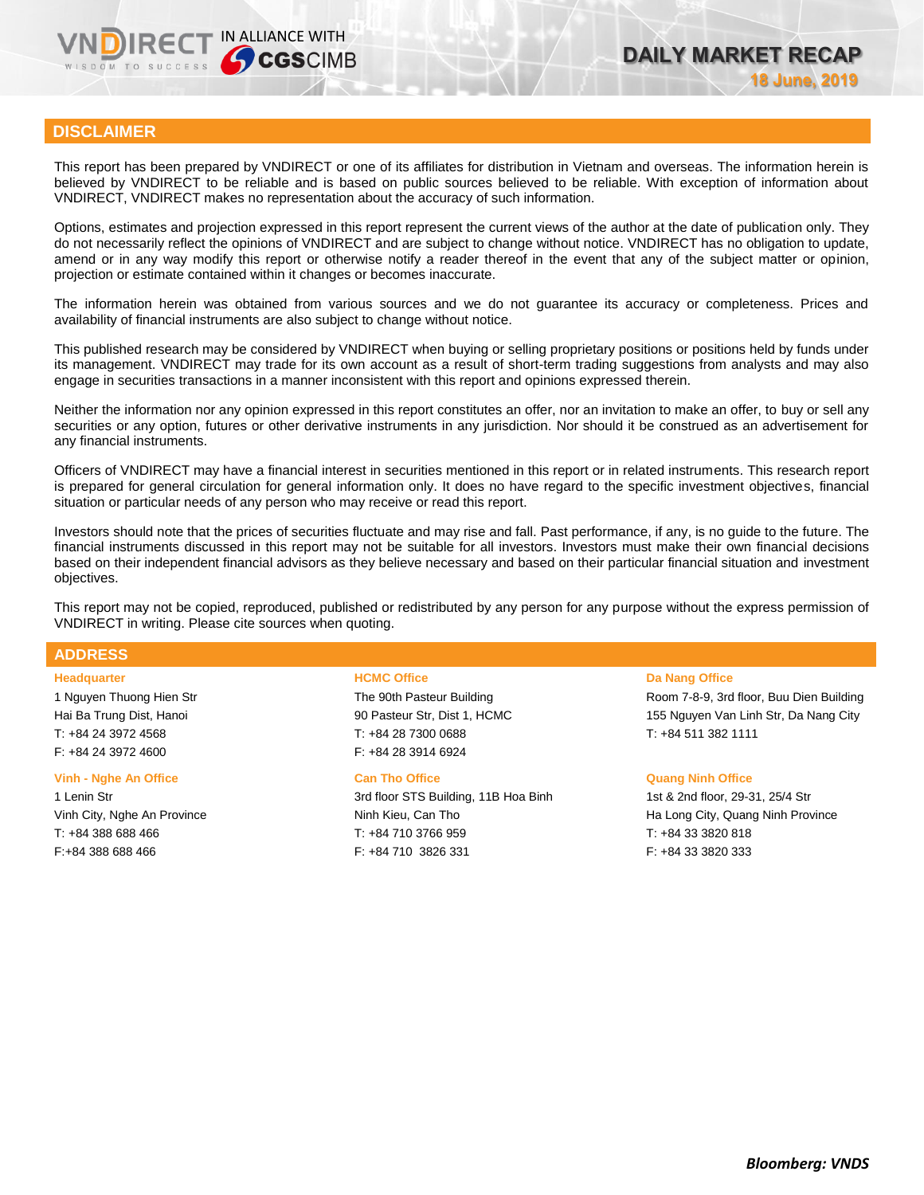## DISCLAIMER

This report has been prepared by VNDIRECT or one of its affiliates for distribution in Vietnam and overseas. The information herein is believed by VNDIRECT to be reliable and is based on public sources believed to be reliable. With exception of information about VNDIRECT, VNDIRECT makes no representation about the accuracy of such information.

Options, estimates and projection expressed in this report represent the current views of the author at the date of publication only. They do not necessarily reflect the opinions of VNDIRECT and are subject to change without notice. VNDIRECT has no obligation to update, amend or in any way modify this report or otherwise notify a reader thereof in the event that any of the subject matter or opinion, projection or estimate contained within it changes or becomes inaccurate.

The information herein was obtained from various sources and we do not guarantee its accuracy or completeness. Prices and availability of financial instruments are also subject to change without notice.

This published research may be considered by VNDIRECT when buying or selling proprietary positions or positions held by funds under its management. VNDIRECT may trade for its own account as a result of short-term trading suggestions from analysts and may also engage in securities transactions in a manner inconsistent with this report and opinions expressed therein.

Neither the information nor any opinion expressed in this report constitutes an offer, nor an invitation to make an offer, to buy or sell any securities or any option, futures or other derivative instruments in any jurisdiction. Nor should it be construed as an advertisement for any financial instruments.

Officers of VNDIRECT may have a financial interest in securities mentioned in this report or in related instruments. This research report is prepared for general circulation for general information only. It does no have regard to the specific investment objectives, financial situation or particular needs of any person who may receive or read this report.

Investors should note that the prices of securities fluctuate and may rise and fall. Past performance, if any, is no guide to the future. The financial instruments discussed in this report may not be suitable for all investors. Investors must make their own financial decisions based on their independent financial advisors as they believe necessary and based on their particular financial situation and investment objectives.

This report may not be copied, reproduced, published or redistributed by any person for any purpose without the express permission of VNDIRECT in writing. Please cite sources when quoting.

## ADDRESS

**Headquarter**
1 Nguyen Thuong Hien Str
Hai Ba Trung Dist, Hanoi
T: +84 24 3972 4568
F: +84 24 3972 4600

**HCMC Office**
The 90th Pasteur Building
90 Pasteur Str, Dist 1, HCMC
T: +84 28 7300 0688
F: +84 28 3914 6924

**Da Nang Office**
Room 7-8-9, 3rd floor, Buu Dien Building
155 Nguyen Van Linh Str, Da Nang City
T: +84 511 382 1111

**Vinh - Nghe An Office**
1 Lenin Str
Vinh City, Nghe An Province
T: +84 388 688 466
F:+84 388 688 466

**Can Tho Office**
3rd floor STS Building, 11B Hoa Binh
Ninh Kieu, Can Tho
T: +84 710 3766 959
F: +84 710 3826 331

**Quang Ninh Office**
1st & 2nd floor, 29-31, 25/4 Str
Ha Long City, Quang Ninh Province
T: +84 33 3820 818
F: +84 33 3820 333

***Bloomberg: VNDS***